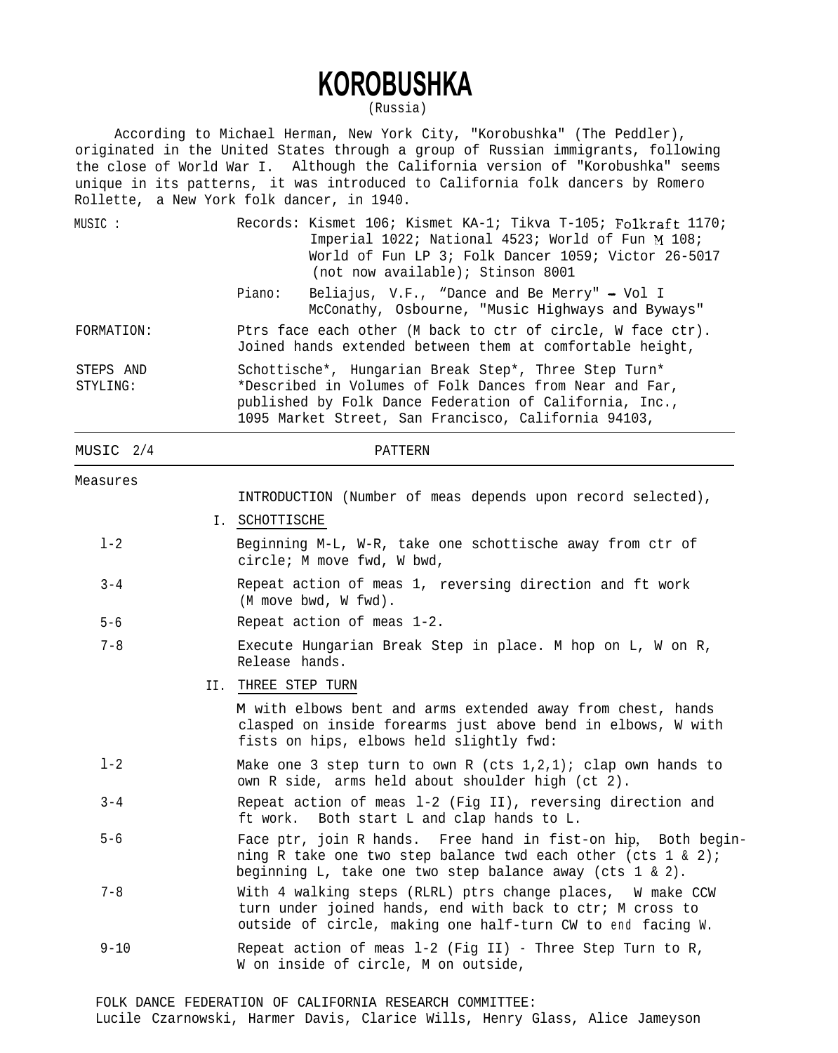# KOROBUSHKA

(Russia)

According to Michael Herman, New York City, "Korobushka" (The Peddler), originated in the United States through a group of Russian immigrants, following the close of World War I. Although the California version of "Korobushka" seems unique in its patterns, it was introduced to California folk dancers by Romero Rollette, a New York folk dancer, in 1940.

MUSIC: Records: Kismet 106; Kismet KA-1; Tikva T-105; Folkraft 1170; Imperial 1022; National 4523; World of Fun M 108; World of Fun LP 3; Folk Dancer 1059; Victor 26-5017 (not now available); Stinson 8001

Piano: Beliajus, V.F., "Dance and Be Merry" - Vol I
McConathy, Osbourne, "Music Highways and Byways"

FORMATION: Ptrs face each other (M back to ctr of circle, W face ctr). Joined hands extended between them at comfortable height,

STEPS AND STYLING: Schottische*, Hungarian Break Step*, Three Step Turn*
*Described in Volumes of Folk Dances from Near and Far, published by Folk Dance Federation of California, Inc., 1095 Market Street, San Francisco, California 94103,

---

| MUSIC 2/4 | PATTERN |
|---|---|
| Measures | |
| | INTRODUCTION (Number of meas depends upon record selected), |
| | I. SCHOTTISCHE |
| 1-2 | Beginning M-L, W-R, take one schottische away from ctr of circle; M move fwd, W bwd, |
| 3-4 | Repeat action of meas 1, reversing direction and ft work (M move bwd, W fwd). |
| 5-6 | Repeat action of meas 1-2. |
| 7-8 | Execute Hungarian Break Step in place. M hop on L, W on R, Release hands. |
| | II. THREE STEP TURN |
| | M with elbows bent and arms extended away from chest, hands clasped on inside forearms just above bend in elbows, W with fists on hips, elbows held slightly fwd: |
| 1-2 | Make one 3 step turn to own R (cts 1,2,1); clap own hands to own R side, arms held about shoulder high (ct 2). |
| 3-4 | Repeat action of meas 1-2 (Fig II), reversing direction and ft work. Both start L and clap hands to L. |
| 5-6 | Face ptr, join R hands. Free hand in fist-on hip, Both beginning R take one two step balance twd each other (cts 1 & 2); beginning L, take one two step balance away (cts 1 & 2). |
| 7-8 | With 4 walking steps (RLRL) ptrs change places, W make CCW turn under joined hands, end with back to ctr; M cross to outside of circle, making one half-turn CW to end facing W. |
| 9-10 | Repeat action of meas 1-2 (Fig II) - Three Step Turn to R, W on inside of circle, M on outside, |

FOLK DANCE FEDERATION OF CALIFORNIA RESEARCH COMMITTEE:
Lucile Czarnowski, Harmer Davis, Clarice Wills, Henry Glass, Alice Jameyson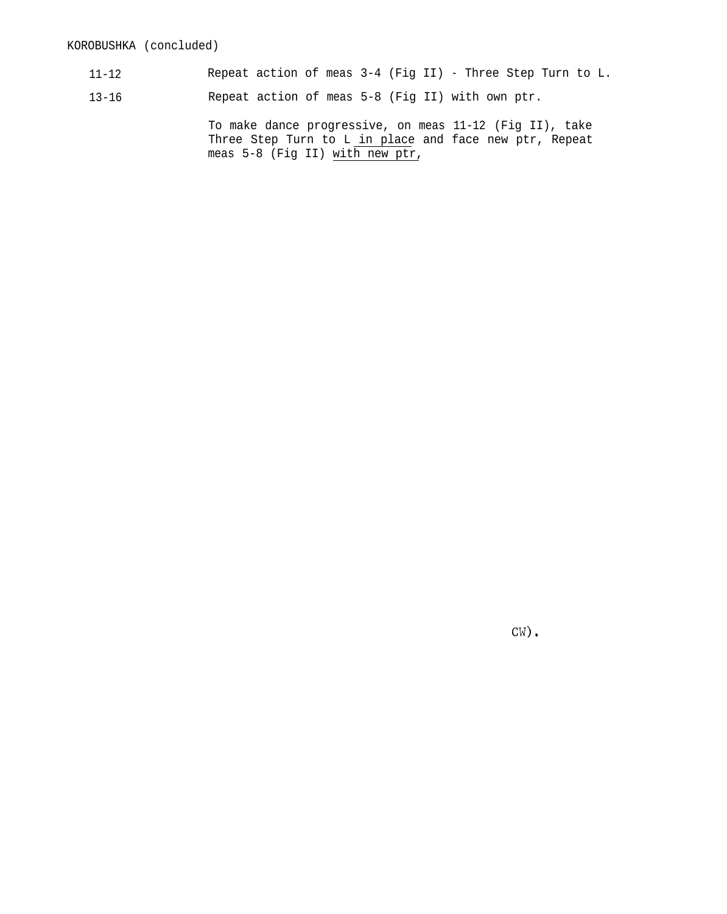KOROBUSHKA (concluded)

| | |
|---|---|
| 11-12 | Repeat action of meas 3-4 (Fig II) - Three Step Turn to L. |
| 13-16 | Repeat action of meas 5-8 (Fig II) with own ptr. |
| | To make dance progressive, on meas 11-12 (Fig II), take Three Step Turn to L in place and face new ptr, Repeat meas 5-8 (Fig II) with new ptr, |

CW).